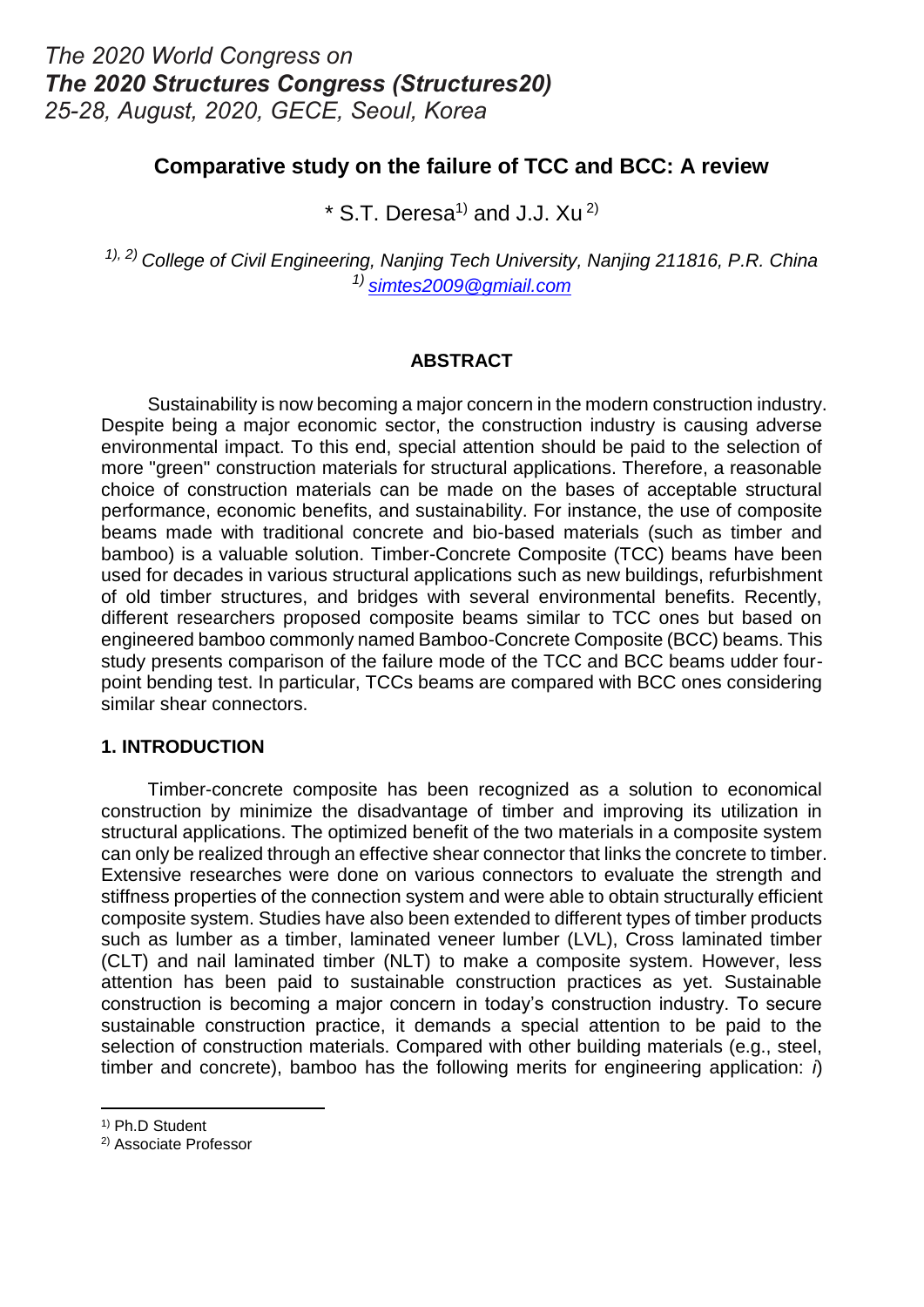*The 2020 World Congress on*
***The 2020 Structures Congress (Structures20)***
*25-28, August, 2020, GECE, Seoul, Korea*

# Comparative study on the failure of TCC and BCC: A review

\* S.T. Deresa[1)] and J.J. Xu [2)]

*[1), 2)] College of Civil Engineering, Nanjing Tech University, Nanjing 211816, P.R. China*
*[1)] simtes2009@gmial.com*

## ABSTRACT

Sustainability is now becoming a major concern in the modern construction industry. Despite being a major economic sector, the construction industry is causing adverse environmental impact. To this end, special attention should be paid to the selection of more "green" construction materials for structural applications. Therefore, a reasonable choice of construction materials can be made on the bases of acceptable structural performance, economic benefits, and sustainability. For instance, the use of composite beams made with traditional concrete and bio-based materials (such as timber and bamboo) is a valuable solution. Timber-Concrete Composite (TCC) beams have been used for decades in various structural applications such as new buildings, refurbishment of old timber structures, and bridges with several environmental benefits. Recently, different researchers proposed composite beams similar to TCC ones but based on engineered bamboo commonly named Bamboo-Concrete Composite (BCC) beams. This study presents comparison of the failure mode of the TCC and BCC beams udder four-point bending test. In particular, TCCs beams are compared with BCC ones considering similar shear connectors.

## 1. INTRODUCTION

Timber-concrete composite has been recognized as a solution to economical construction by minimize the disadvantage of timber and improving its utilization in structural applications. The optimized benefit of the two materials in a composite system can only be realized through an effective shear connector that links the concrete to timber. Extensive researches were done on various connectors to evaluate the strength and stiffness properties of the connection system and were able to obtain structurally efficient composite system. Studies have also been extended to different types of timber products such as lumber as a timber, laminated veneer lumber (LVL), Cross laminated timber (CLT) and nail laminated timber (NLT) to make a composite system. However, less attention has been paid to sustainable construction practices as yet. Sustainable construction is becoming a major concern in today's construction industry. To secure sustainable construction practice, it demands a special attention to be paid to the selection of construction materials. Compared with other building materials (e.g., steel, timber and concrete), bamboo has the following merits for engineering application: *i*)

---

[1)] Ph.D Student
[2)] Associate Professor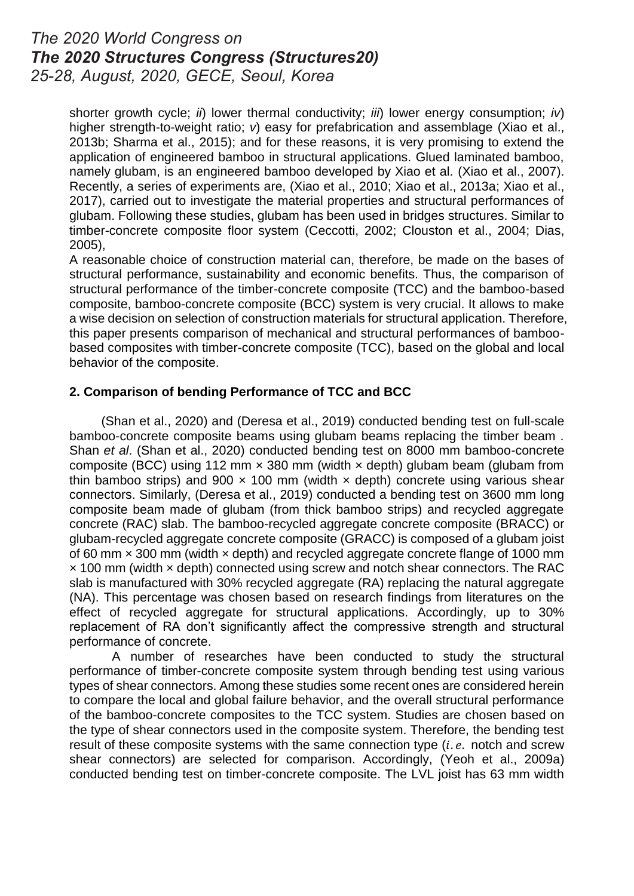shorter growth cycle; *ii*) lower thermal conductivity; *iii*) lower energy consumption; *iv*) higher strength-to-weight ratio; *v*) easy for prefabrication and assemblage (Xiao et al., 2013b; Sharma et al., 2015); and for these reasons, it is very promising to extend the application of engineered bamboo in structural applications. Glued laminated bamboo, namely glubam, is an engineered bamboo developed by Xiao et al. (Xiao et al., 2007). Recently, a series of experiments are, (Xiao et al., 2010; Xiao et al., 2013a; Xiao et al., 2017), carried out to investigate the material properties and structural performances of glubam. Following these studies, glubam has been used in bridges structures. Similar to timber-concrete composite floor system (Ceccotti, 2002; Clouston et al., 2004; Dias, 2005),

A reasonable choice of construction material can, therefore, be made on the bases of structural performance, sustainability and economic benefits. Thus, the comparison of structural performance of the timber-concrete composite (TCC) and the bamboo-based composite, bamboo-concrete composite (BCC) system is very crucial. It allows to make a wise decision on selection of construction materials for structural application. Therefore, this paper presents comparison of mechanical and structural performances of bamboo-based composites with timber-concrete composite (TCC), based on the global and local behavior of the composite.

## 2. Comparison of bending Performance of TCC and BCC

(Shan et al., 2020) and (Deresa et al., 2019) conducted bending test on full-scale bamboo-concrete composite beams using glubam beams replacing the timber beam . Shan *et al*. (Shan et al., 2020) conducted bending test on 8000 mm bamboo-concrete composite (BCC) using 112 mm × 380 mm (width × depth) glubam beam (glubam from thin bamboo strips) and 900 × 100 mm (width × depth) concrete using various shear connectors. Similarly, (Deresa et al., 2019) conducted a bending test on 3600 mm long composite beam made of glubam (from thick bamboo strips) and recycled aggregate concrete (RAC) slab. The bamboo-recycled aggregate concrete composite (BRACC) or glubam-recycled aggregate concrete composite (GRACC) is composed of a glubam joist of 60 mm × 300 mm (width × depth) and recycled aggregate concrete flange of 1000 mm × 100 mm (width × depth) connected using screw and notch shear connectors. The RAC slab is manufactured with 30% recycled aggregate (RA) replacing the natural aggregate (NA). This percentage was chosen based on research findings from literatures on the effect of recycled aggregate for structural applications. Accordingly, up to 30% replacement of RA don't significantly affect the compressive strength and structural performance of concrete.

A number of researches have been conducted to study the structural performance of timber-concrete composite system through bending test using various types of shear connectors. Among these studies some recent ones are considered herein to compare the local and global failure behavior, and the overall structural performance of the bamboo-concrete composites to the TCC system. Studies are chosen based on the type of shear connectors used in the composite system. Therefore, the bending test result of these composite systems with the same connection type ($i.e.$ notch and screw shear connectors) are selected for comparison. Accordingly, (Yeoh et al., 2009a) conducted bending test on timber-concrete composite. The LVL joist has 63 mm width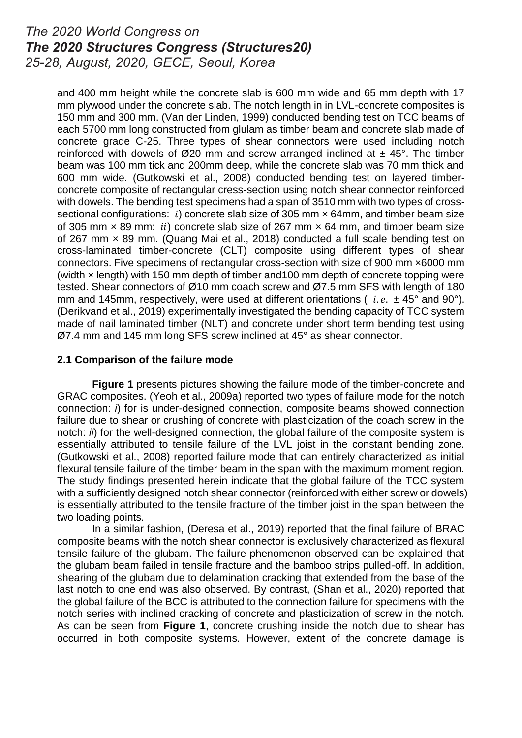and 400 mm height while the concrete slab is 600 mm wide and 65 mm depth with 17 mm plywood under the concrete slab. The notch length in in LVL-concrete composites is 150 mm and 300 mm. (Van der Linden, 1999) conducted bending test on TCC beams of each 5700 mm long constructed from glulam as timber beam and concrete slab made of concrete grade C-25. Three types of shear connectors were used including notch reinforced with dowels of Ø20 mm and screw arranged inclined at ± 45°. The timber beam was 100 mm tick and 200mm deep, while the concrete slab was 70 mm thick and 600 mm wide. (Gutkowski et al., 2008) conducted bending test on layered timber-concrete composite of rectangular cress-section using notch shear connector reinforced with dowels. The bending test specimens had a span of 3510 mm with two types of cross-sectional configurations: $i$) concrete slab size of 305 mm × 64mm, and timber beam size of 305 mm × 89 mm: $ii$) concrete slab size of 267 mm × 64 mm, and timber beam size of 267 mm × 89 mm. (Quang Mai et al., 2018) conducted a full scale bending test on cross-laminated timber-concrete (CLT) composite using different types of shear connectors. Five specimens of rectangular cross-section with size of 900 mm ×6000 mm (width × length) with 150 mm depth of timber and100 mm depth of concrete topping were tested. Shear connectors of Ø10 mm coach screw and Ø7.5 mm SFS with length of 180 mm and 145mm, respectively, were used at different orientations ( $i.e.$ ± 45° and 90°). (Derikvand et al., 2019) experimentally investigated the bending capacity of TCC system made of nail laminated timber (NLT) and concrete under short term bending test using Ø7.4 mm and 145 mm long SFS screw inclined at 45° as shear connector.

### 2.1 Comparison of the failure mode

**Figure 1** presents pictures showing the failure mode of the timber-concrete and GRAC composites. (Yeoh et al., 2009a) reported two types of failure mode for the notch connection: *i*) for is under-designed connection, composite beams showed connection failure due to shear or crushing of concrete with plasticization of the coach screw in the notch: *ii*) for the well-designed connection, the global failure of the composite system is essentially attributed to tensile failure of the LVL joist in the constant bending zone. (Gutkowski et al., 2008) reported failure mode that can entirely characterized as initial flexural tensile failure of the timber beam in the span with the maximum moment region. The study findings presented herein indicate that the global failure of the TCC system with a sufficiently designed notch shear connector (reinforced with either screw or dowels) is essentially attributed to the tensile fracture of the timber joist in the span between the two loading points.

In a similar fashion, (Deresa et al., 2019) reported that the final failure of BRAC composite beams with the notch shear connector is exclusively characterized as flexural tensile failure of the glubam. The failure phenomenon observed can be explained that the glubam beam failed in tensile fracture and the bamboo strips pulled-off. In addition, shearing of the glubam due to delamination cracking that extended from the base of the last notch to one end was also observed. By contrast, (Shan et al., 2020) reported that the global failure of the BCC is attributed to the connection failure for specimens with the notch series with inclined cracking of concrete and plasticization of screw in the notch. As can be seen from **Figure 1**, concrete crushing inside the notch due to shear has occurred in both composite systems. However, extent of the concrete damage is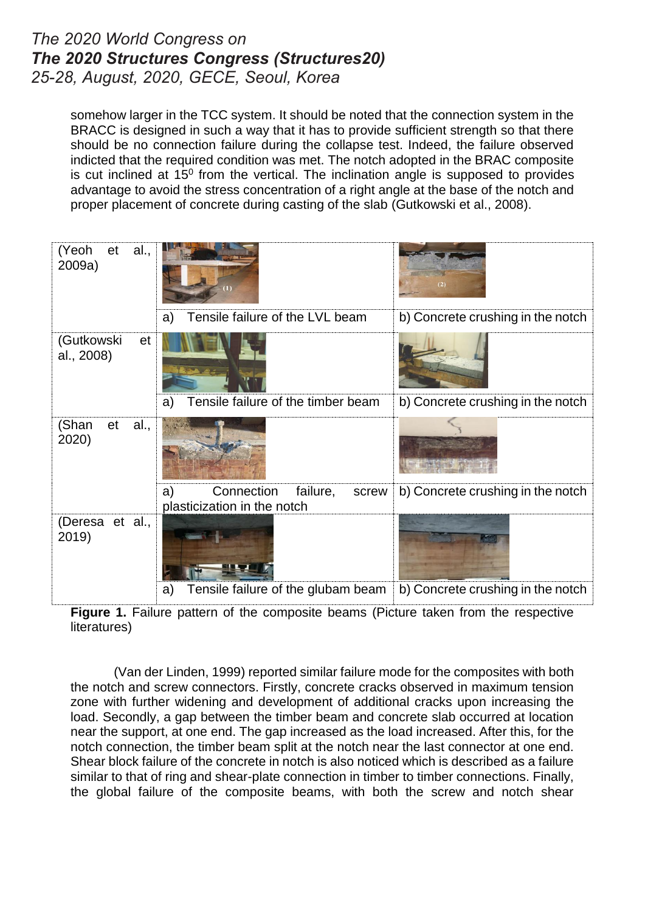somehow larger in the TCC system. It should be noted that the connection system in the BRACC is designed in such a way that it has to provide sufficient strength so that there should be no connection failure during the collapse test. Indeed, the failure observed indicted that the required condition was met. The notch adopted in the BRAC composite is cut inclined at $15^0$ from the vertical. The inclination angle is supposed to provides advantage to avoid the stress concentration of a right angle at the base of the notch and proper placement of concrete during casting of the slab (Gutkowski et al., 2008).

| | | |
|---|---|---|
| (Yeoh et al., 2009a) | a) Tensile failure of the LVL beam | b) Concrete crushing in the notch |
| (Gutkowski et al., 2008) | a) Tensile failure of the timber beam | b) Concrete crushing in the notch |
| (Shan et al., 2020) | a) Connection failure, screw plasticization in the notch | b) Concrete crushing in the notch |
| (Deresa et al., 2019) | a) Tensile failure of the glubam beam | b) Concrete crushing in the notch |

**Figure 1.** Failure pattern of the composite beams (Picture taken from the respective literatures)

(Van der Linden, 1999) reported similar failure mode for the composites with both the notch and screw connectors. Firstly, concrete cracks observed in maximum tension zone with further widening and development of additional cracks upon increasing the load. Secondly, a gap between the timber beam and concrete slab occurred at location near the support, at one end. The gap increased as the load increased. After this, for the notch connection, the timber beam split at the notch near the last connector at one end. Shear block failure of the concrete in notch is also noticed which is described as a failure similar to that of ring and shear-plate connection in timber to timber connections. Finally, the global failure of the composite beams, with both the screw and notch shear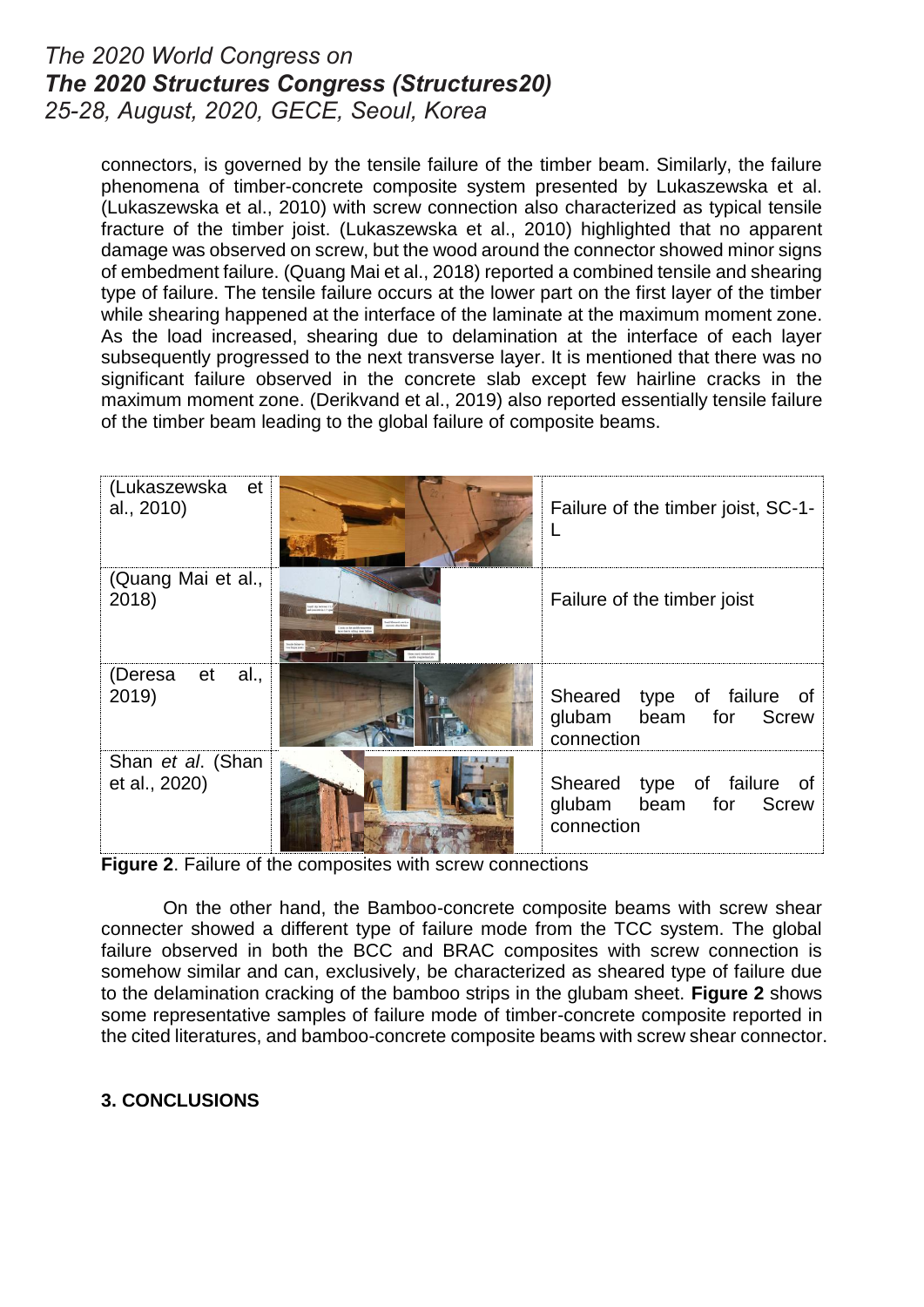connectors, is governed by the tensile failure of the timber beam. Similarly, the failure phenomena of timber-concrete composite system presented by Lukaszewska et al. (Lukaszewska et al., 2010) with screw connection also characterized as typical tensile fracture of the timber joist. (Lukaszewska et al., 2010) highlighted that no apparent damage was observed on screw, but the wood around the connector showed minor signs of embedment failure. (Quang Mai et al., 2018) reported a combined tensile and shearing type of failure. The tensile failure occurs at the lower part on the first layer of the timber while shearing happened at the interface of the laminate at the maximum moment zone. As the load increased, shearing due to delamination at the interface of each layer subsequently progressed to the next transverse layer. It is mentioned that there was no significant failure observed in the concrete slab except few hairline cracks in the maximum moment zone. (Derikvand et al., 2019) also reported essentially tensile failure of the timber beam leading to the global failure of composite beams.

| | | |
|---|---|---|
| (Lukaszewska et al., 2010) | | Failure of the timber joist, SC-1-L |
| (Quang Mai et al., 2018) | | Failure of the timber joist |
| (Deresa et al., 2019) | | Sheared type of failure of glubam beam for Screw connection |
| Shan *et al*. (Shan et al., 2020) | | Sheared type of failure of glubam beam for Screw connection |

**Figure 2**. Failure of the composites with screw connections

On the other hand, the Bamboo-concrete composite beams with screw shear connecter showed a different type of failure mode from the TCC system. The global failure observed in both the BCC and BRAC composites with screw connection is somehow similar and can, exclusively, be characterized as sheared type of failure due to the delamination cracking of the bamboo strips in the glubam sheet. **Figure 2** shows some representative samples of failure mode of timber-concrete composite reported in the cited literatures, and bamboo-concrete composite beams with screw shear connector.

## 3. CONCLUSIONS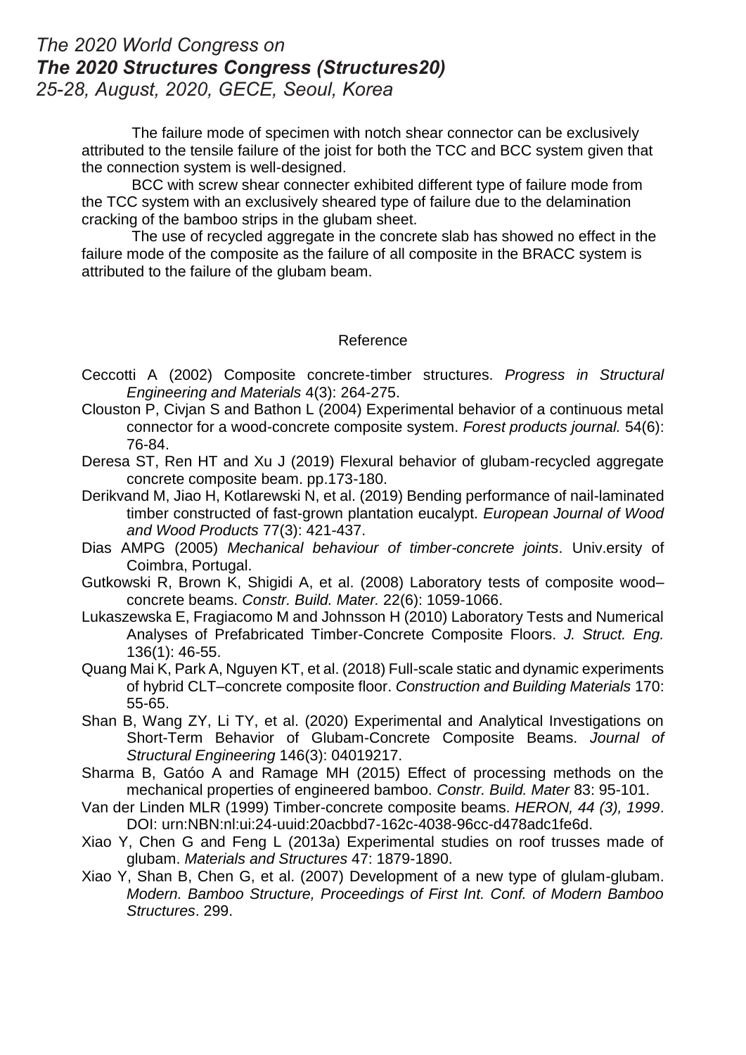The failure mode of specimen with notch shear connector can be exclusively attributed to the tensile failure of the joist for both the TCC and BCC system given that the connection system is well-designed.

BCC with screw shear connecter exhibited different type of failure mode from the TCC system with an exclusively sheared type of failure due to the delamination cracking of the bamboo strips in the glubam sheet.

The use of recycled aggregate in the concrete slab has showed no effect in the failure mode of the composite as the failure of all composite in the BRACC system is attributed to the failure of the glubam beam.

## Reference

Ceccotti A (2002) Composite concrete-timber structures. *Progress in Structural Engineering and Materials* 4(3): 264-275.

Clouston P, Civjan S and Bathon L (2004) Experimental behavior of a continuous metal connector for a wood-concrete composite system. *Forest products journal.* 54(6): 76-84.

Deresa ST, Ren HT and Xu J (2019) Flexural behavior of glubam-recycled aggregate concrete composite beam. pp.173-180.

Derikvand M, Jiao H, Kotlarewski N, et al. (2019) Bending performance of nail-laminated timber constructed of fast-grown plantation eucalypt. *European Journal of Wood and Wood Products* 77(3): 421-437.

Dias AMPG (2005) *Mechanical behaviour of timber-concrete joints*. Univ.ersity of Coimbra, Portugal.

Gutkowski R, Brown K, Shigidi A, et al. (2008) Laboratory tests of composite wood–concrete beams. *Constr. Build. Mater.* 22(6): 1059-1066.

Lukaszewska E, Fragiacomo M and Johnsson H (2010) Laboratory Tests and Numerical Analyses of Prefabricated Timber-Concrete Composite Floors. *J. Struct. Eng.* 136(1): 46-55.

Quang Mai K, Park A, Nguyen KT, et al. (2018) Full-scale static and dynamic experiments of hybrid CLT–concrete composite floor. *Construction and Building Materials* 170: 55-65.

Shan B, Wang ZY, Li TY, et al. (2020) Experimental and Analytical Investigations on Short-Term Behavior of Glubam-Concrete Composite Beams. *Journal of Structural Engineering* 146(3): 04019217.

Sharma B, Gatóo A and Ramage MH (2015) Effect of processing methods on the mechanical properties of engineered bamboo. *Constr. Build. Mater* 83: 95-101.

Van der Linden MLR (1999) Timber-concrete composite beams. *HERON, 44 (3), 1999*. DOI: urn:NBN:nl:ui:24-uuid:20acbbd7-162c-4038-96cc-d478adc1fe6d.

Xiao Y, Chen G and Feng L (2013a) Experimental studies on roof trusses made of glubam. *Materials and Structures* 47: 1879-1890.

Xiao Y, Shan B, Chen G, et al. (2007) Development of a new type of glulam-glubam. *Modern. Bamboo Structure, Proceedings of First Int. Conf. of Modern Bamboo Structures*. 299.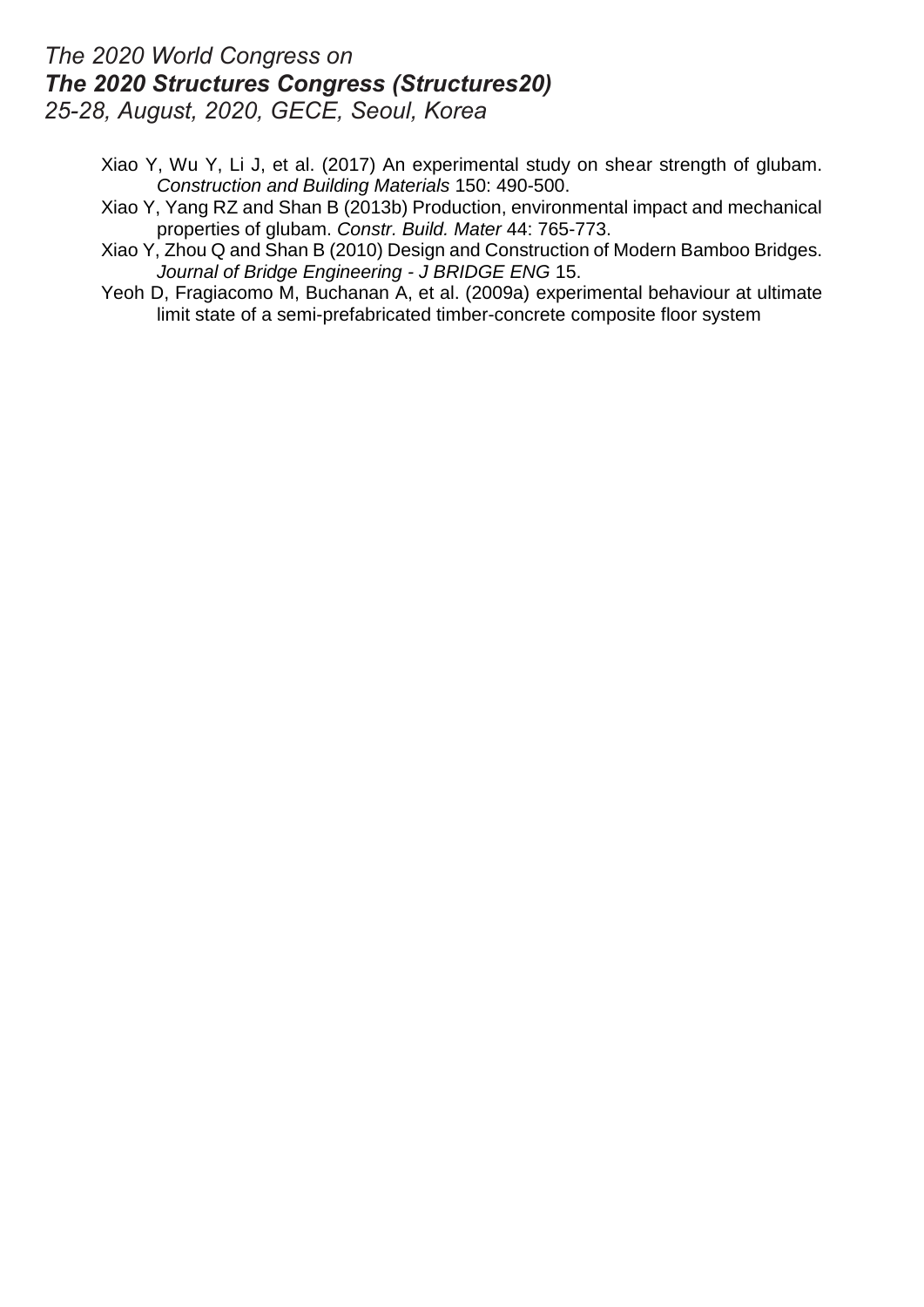Xiao Y, Wu Y, Li J, et al. (2017) An experimental study on shear strength of glubam. *Construction and Building Materials* 150: 490-500.

Xiao Y, Yang RZ and Shan B (2013b) Production, environmental impact and mechanical properties of glubam. *Constr. Build. Mater* 44: 765-773.

Xiao Y, Zhou Q and Shan B (2010) Design and Construction of Modern Bamboo Bridges. *Journal of Bridge Engineering - J BRIDGE ENG* 15.

Yeoh D, Fragiacomo M, Buchanan A, et al. (2009a) experimental behaviour at ultimate limit state of a semi-prefabricated timber-concrete composite floor system